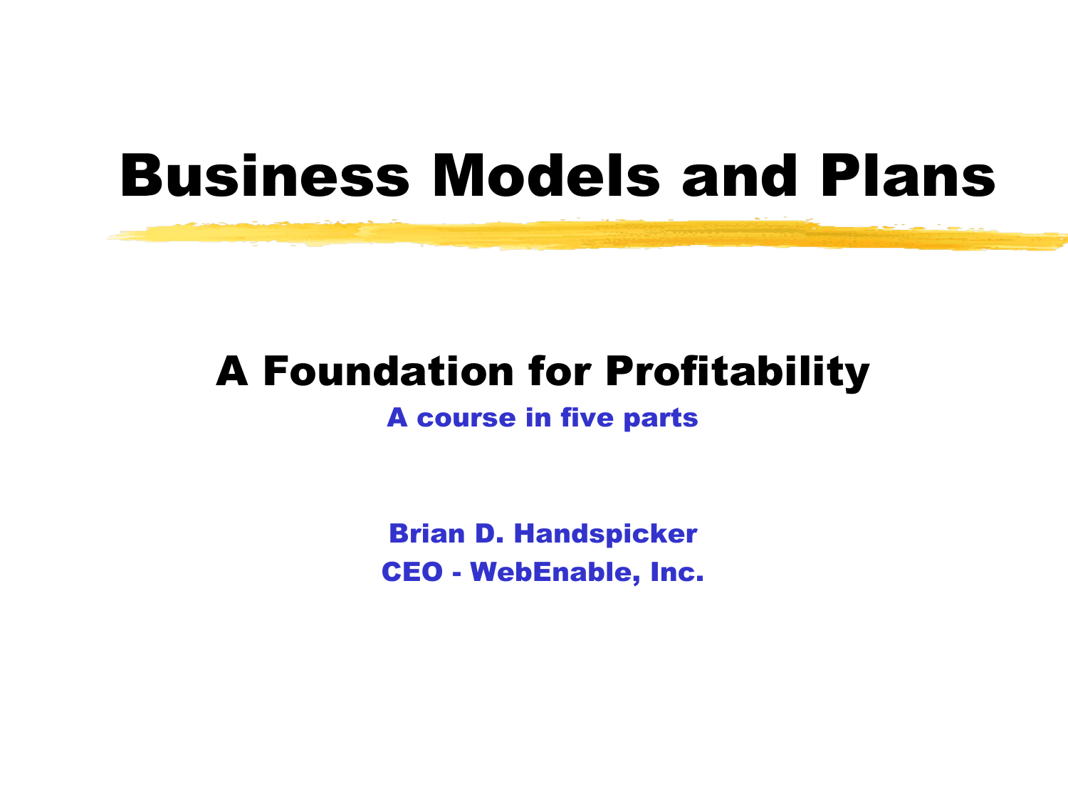# Business Models and Plans

## A Foundation for Profitability

**A course in five parts**

**Brian D. Handspicker**
**CEO - WebEnable, Inc.**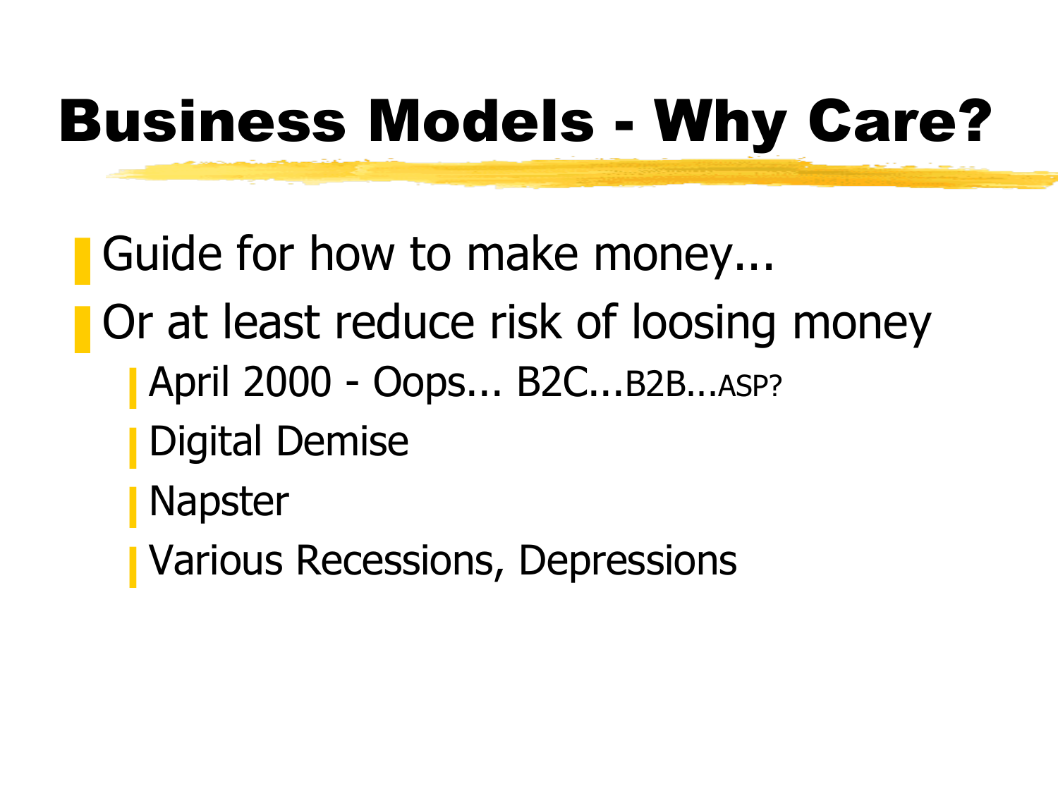# Business Models - Why Care?

- Guide for how to make money...
- Or at least reduce risk of loosing money
  - April 2000 - Oops... B2C...B2B…ASP?
  - Digital Demise
  - Napster
  - Various Recessions, Depressions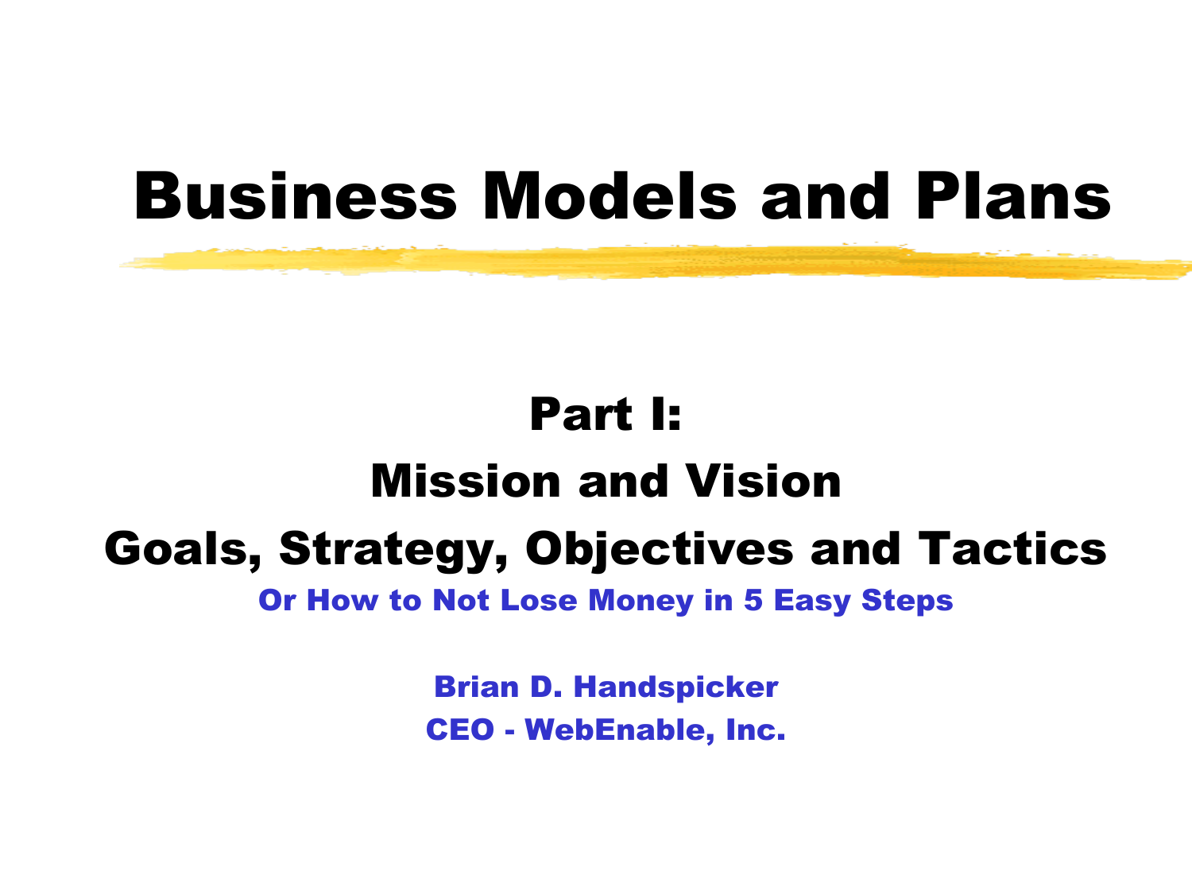# Business Models and Plans

## Part I:

## Mission and Vision

## Goals, Strategy, Objectives and Tactics

**Or How to Not Lose Money in 5 Easy Steps**

**Brian D. Handspicker**

**CEO - WebEnable, Inc.**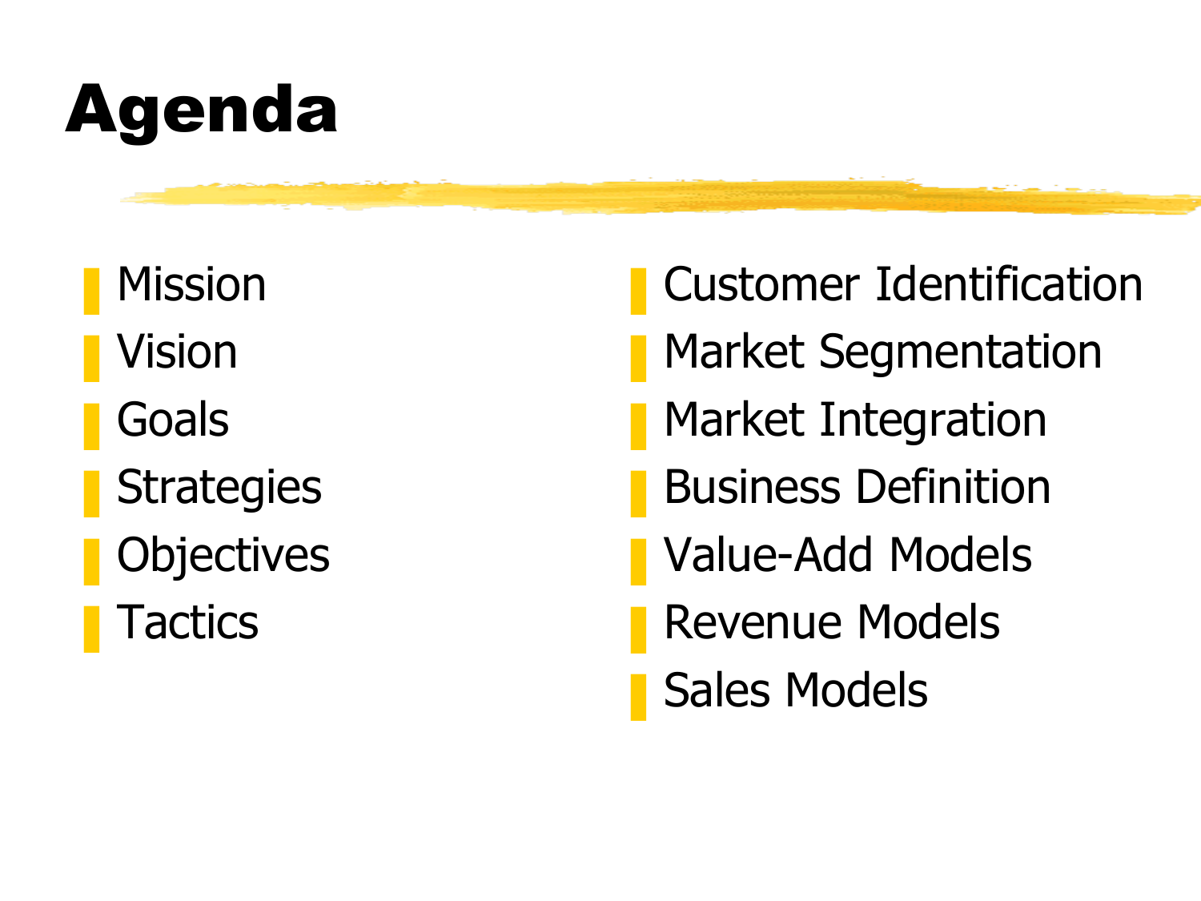# Agenda

- Mission
- Vision
- Goals
- Strategies
- Objectives
- Tactics
- Customer Identification
- Market Segmentation
- Market Integration
- Business Definition
- Value-Add Models
- Revenue Models
- Sales Models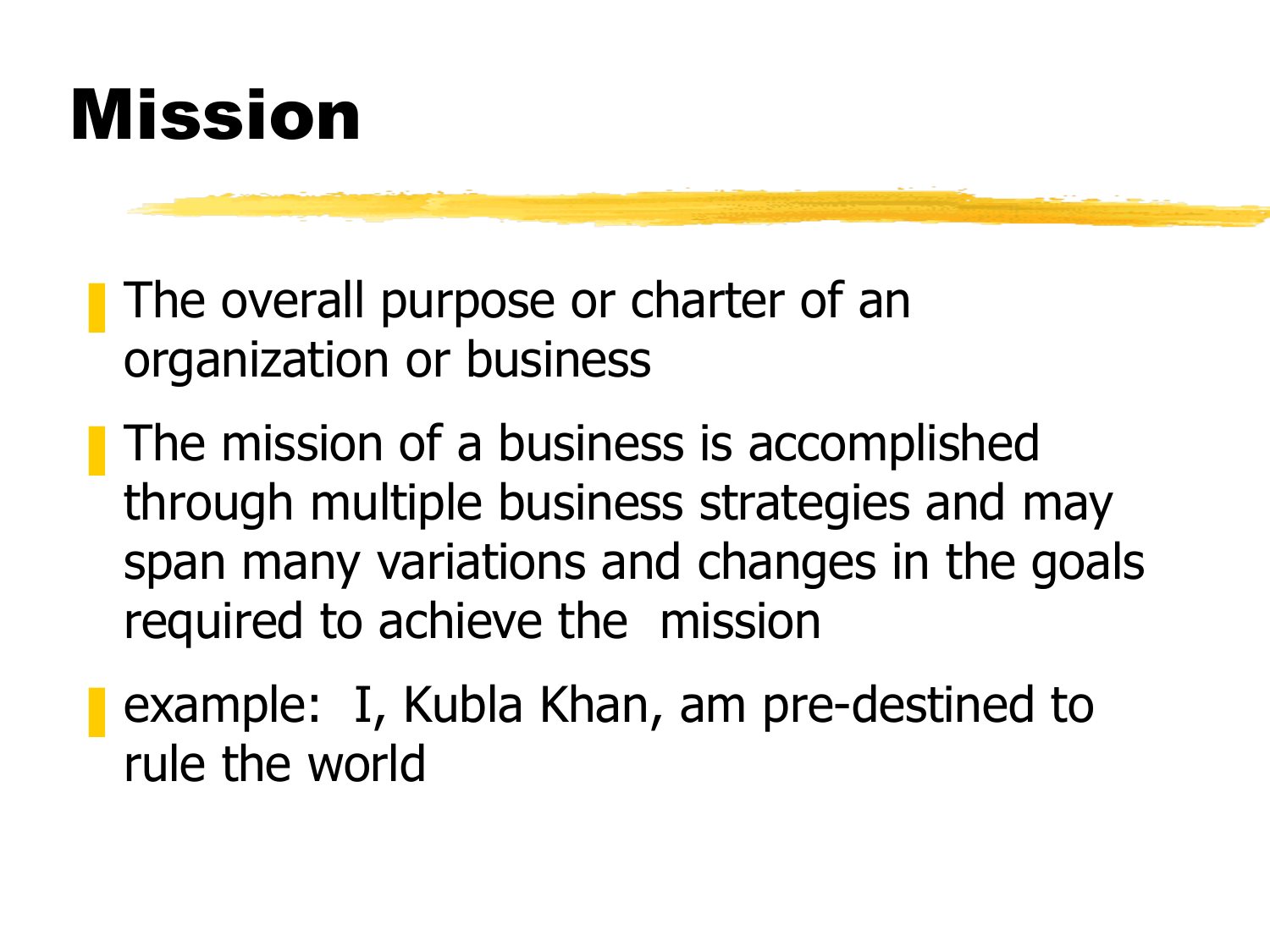# Mission

- The overall purpose or charter of an organization or business
- The mission of a business is accomplished through multiple business strategies and may span many variations and changes in the goals required to achieve the mission
- example: I, Kubla Khan, am pre-destined to rule the world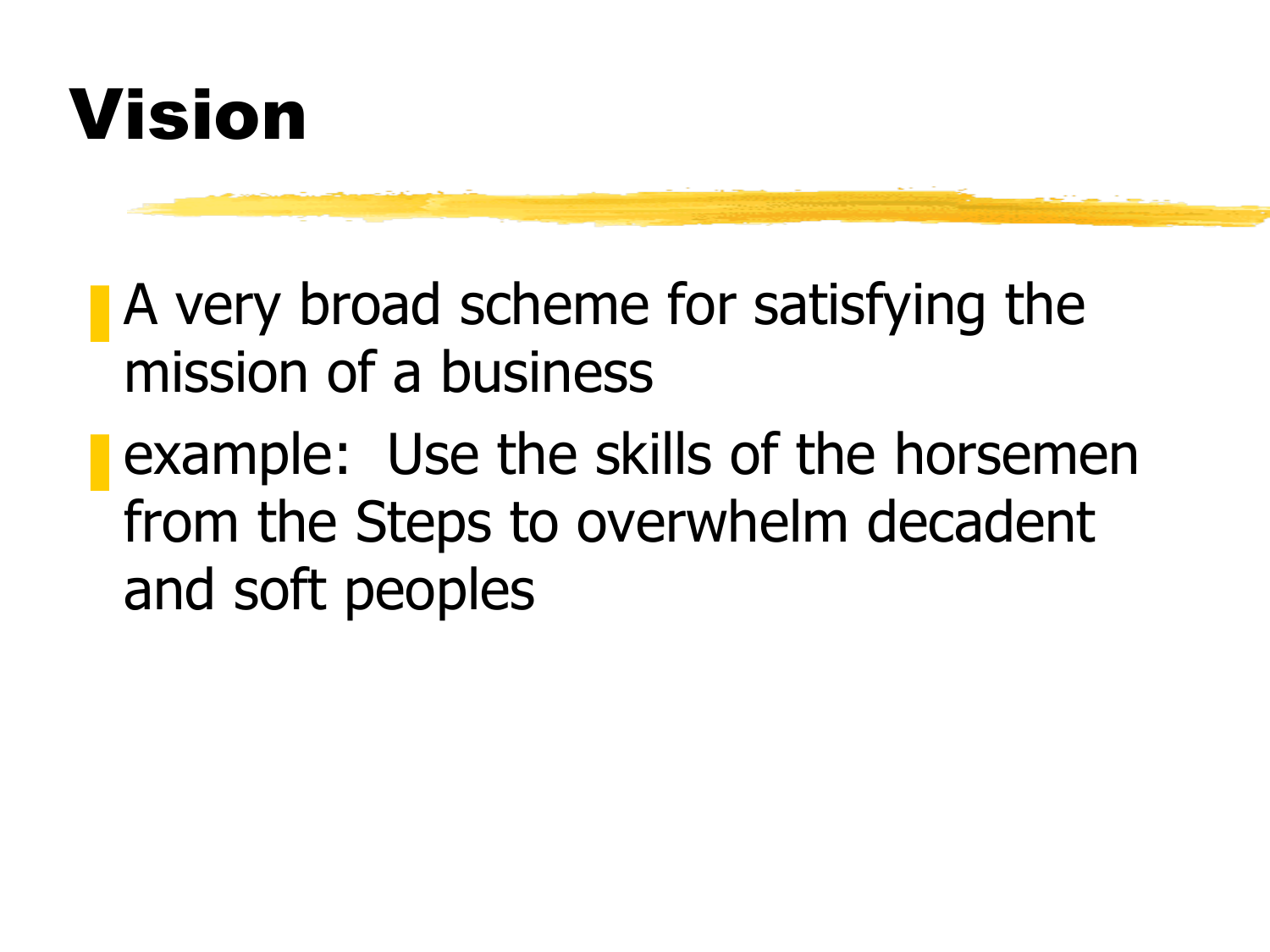# Vision

- A very broad scheme for satisfying the mission of a business
- example:  Use the skills of the horsemen from the Steps to overwhelm decadent and soft peoples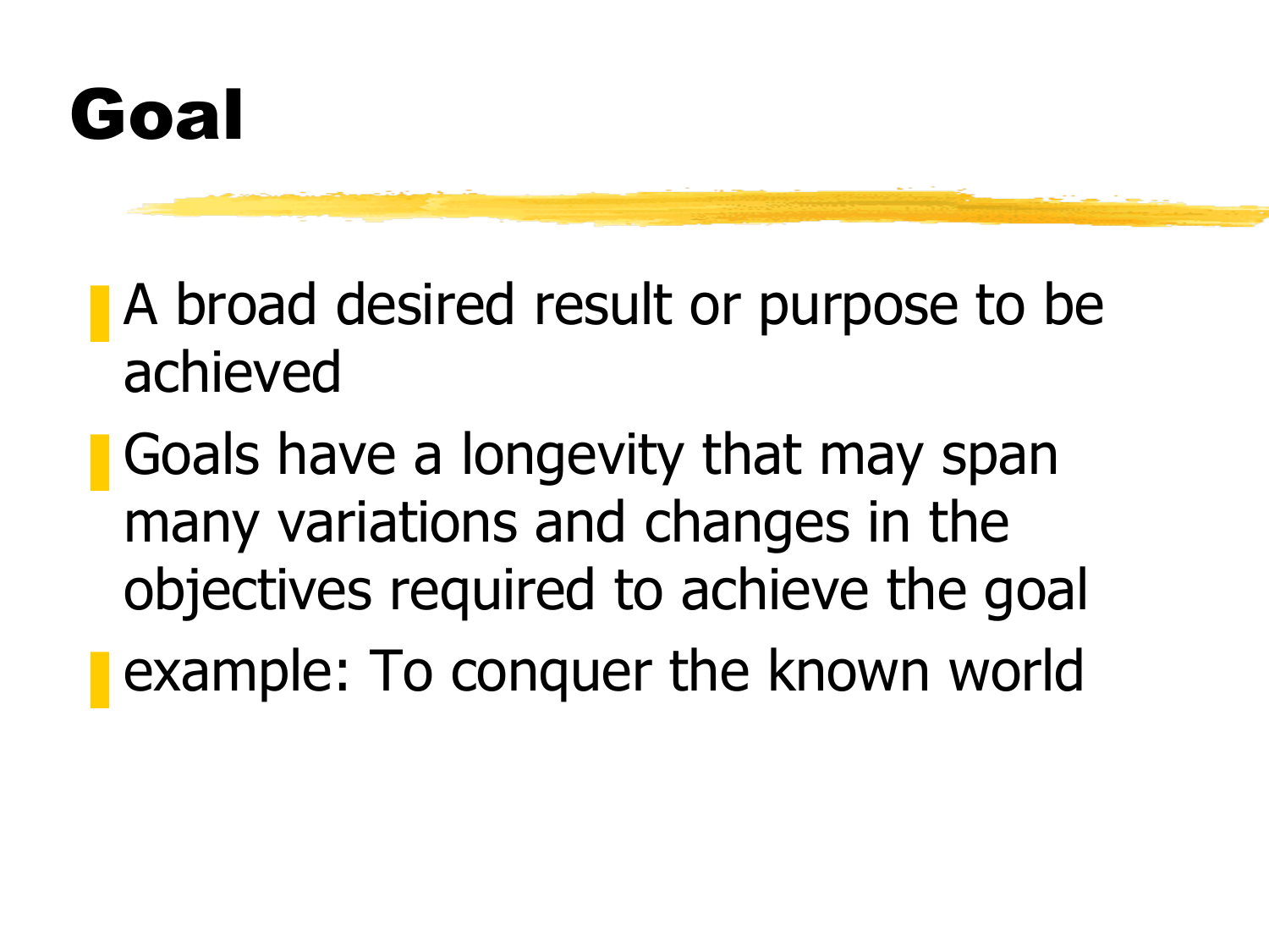# Goal

- A broad desired result or purpose to be achieved
- Goals have a longevity that may span many variations and changes in the objectives required to achieve the goal
- example: To conquer the known world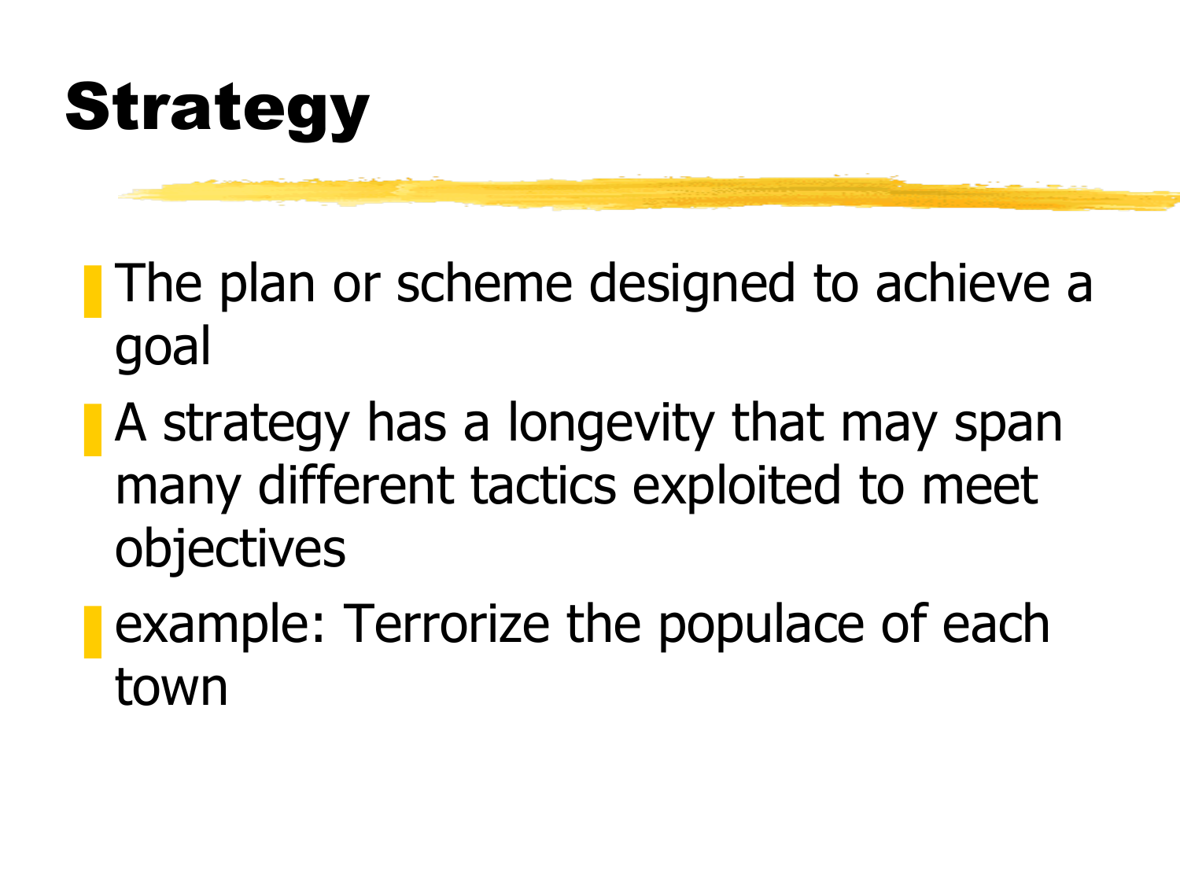# Strategy

- The plan or scheme designed to achieve a goal
- A strategy has a longevity that may span many different tactics exploited to meet objectives
- example: Terrorize the populace of each town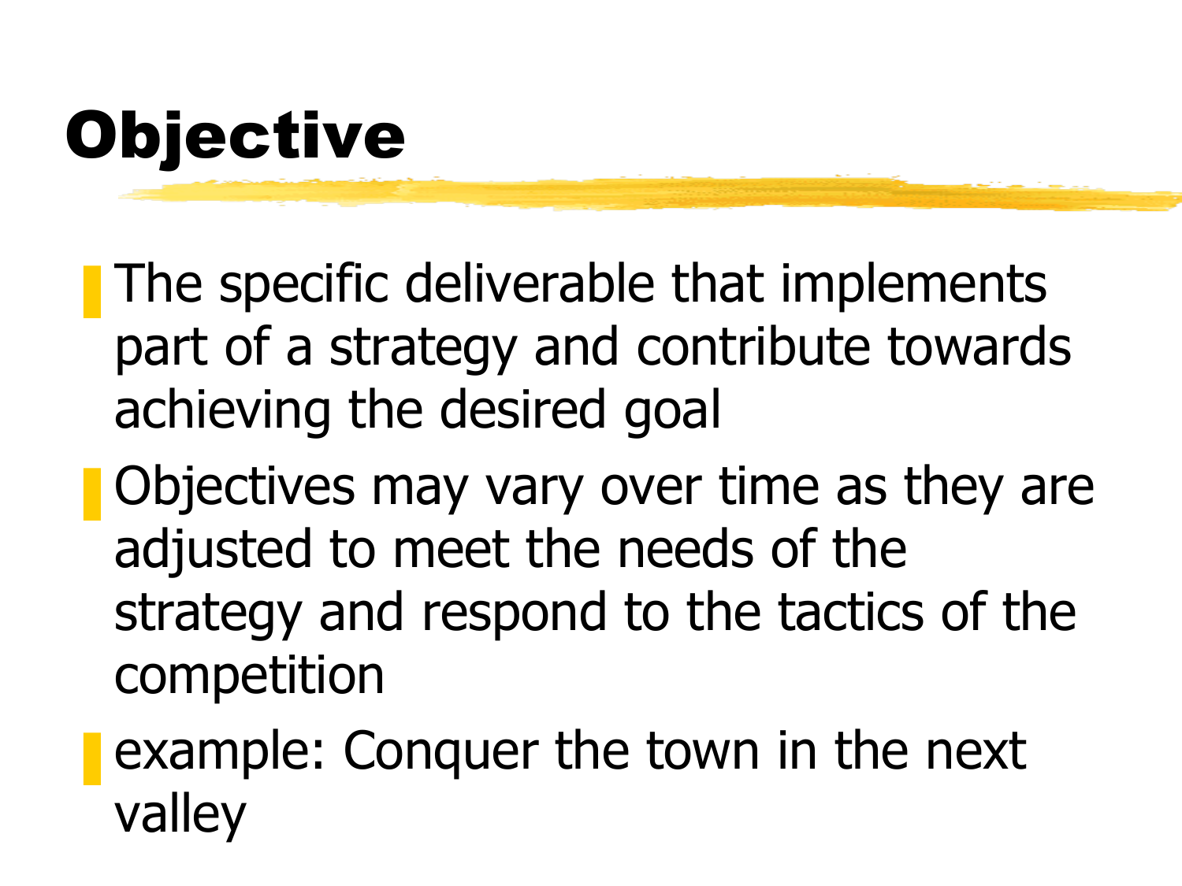# Objective

- The specific deliverable that implements part of a strategy and contribute towards achieving the desired goal
- Objectives may vary over time as they are adjusted to meet the needs of the strategy and respond to the tactics of the competition
- example: Conquer the town in the next valley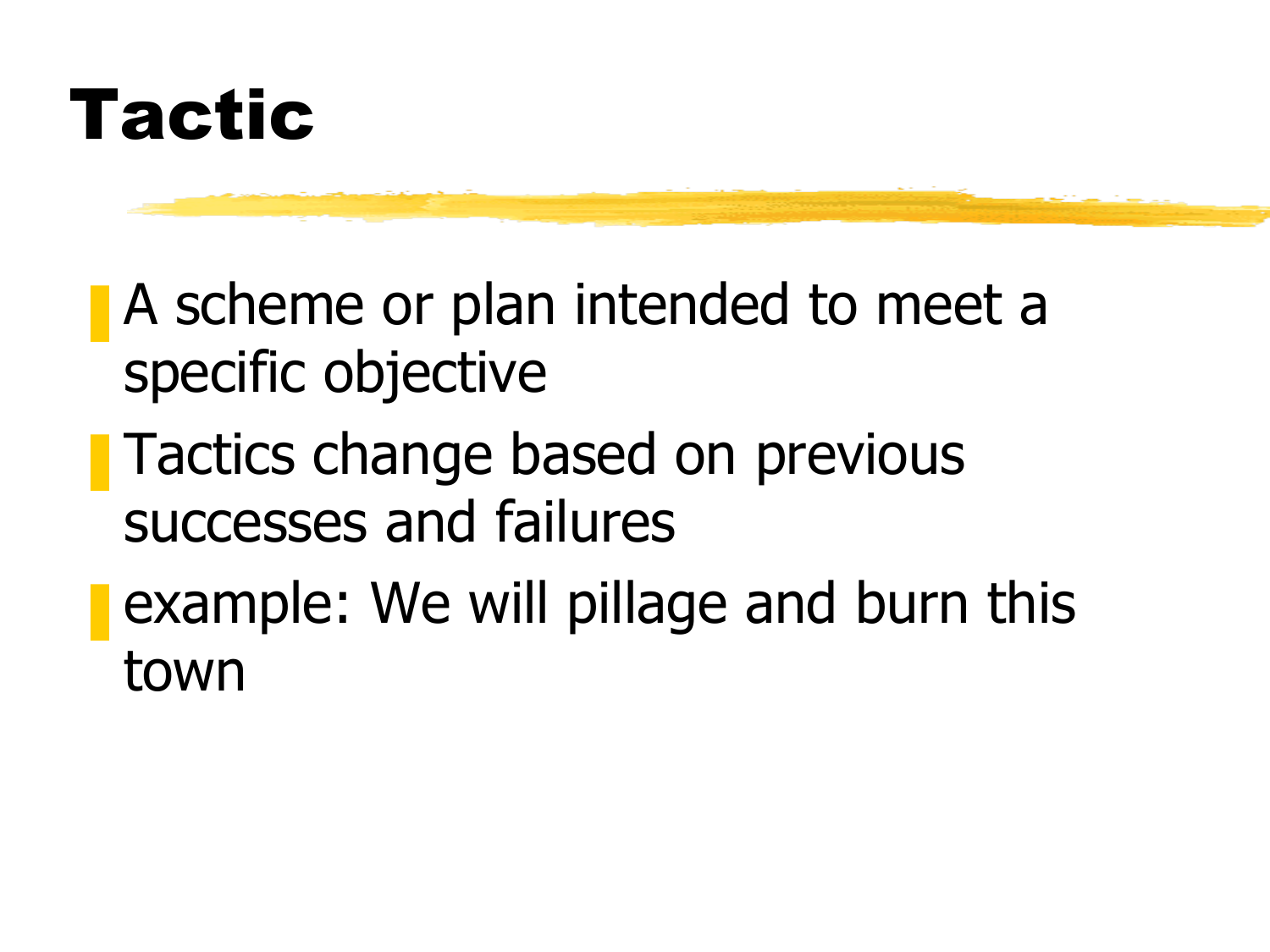# Tactic

- A scheme or plan intended to meet a specific objective
- Tactics change based on previous successes and failures
- example: We will pillage and burn this town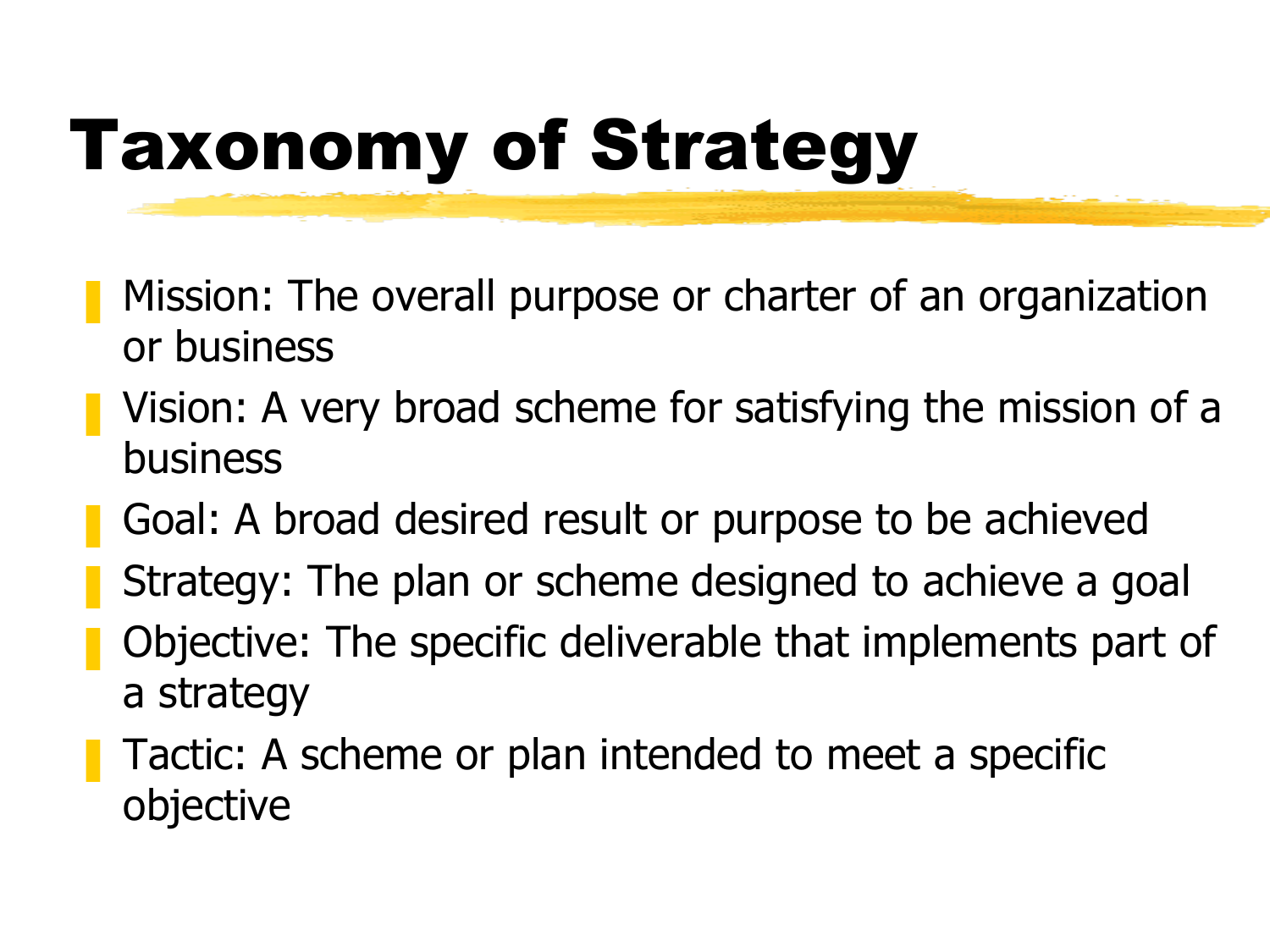# Taxonomy of Strategy

- Mission: The overall purpose or charter of an organization or business
- Vision: A very broad scheme for satisfying the mission of a business
- Goal: A broad desired result or purpose to be achieved
- Strategy: The plan or scheme designed to achieve a goal
- Objective: The specific deliverable that implements part of a strategy
- Tactic: A scheme or plan intended to meet a specific objective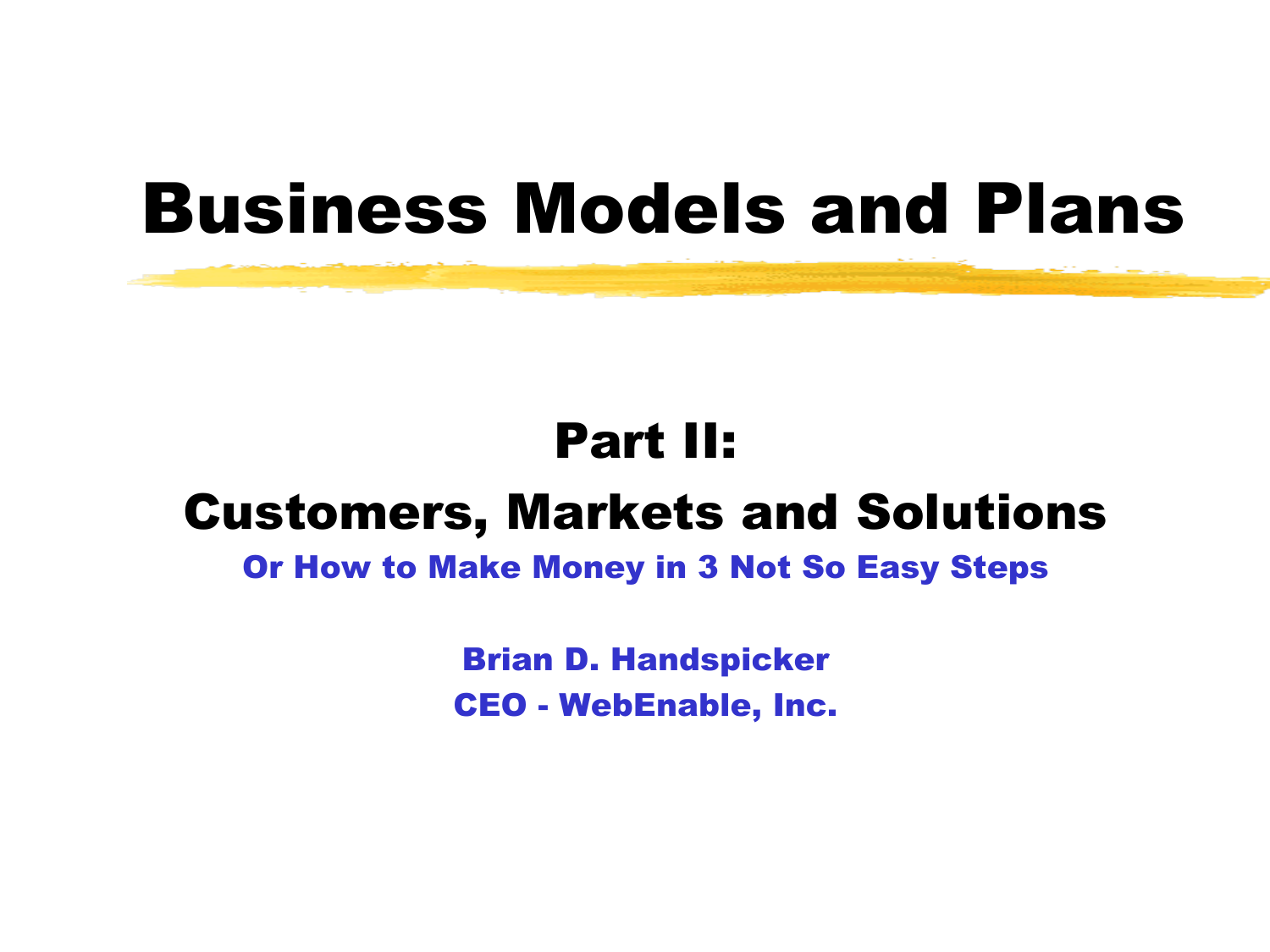# Business Models and Plans

## Part II:

## Customers, Markets and Solutions

**Or How to Make Money in 3 Not So Easy Steps**

**Brian D. Handspicker**

**CEO - WebEnable, Inc.**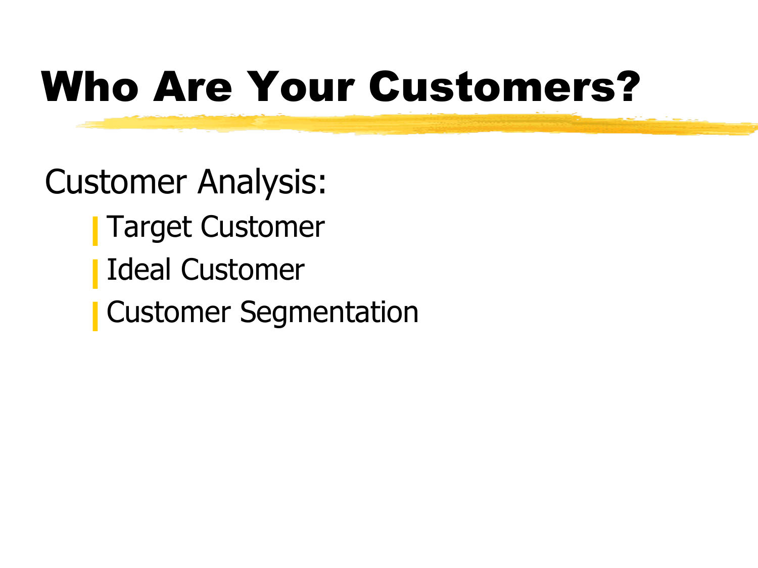# Who Are Your Customers?

Customer Analysis:

- Target Customer
- Ideal Customer
- Customer Segmentation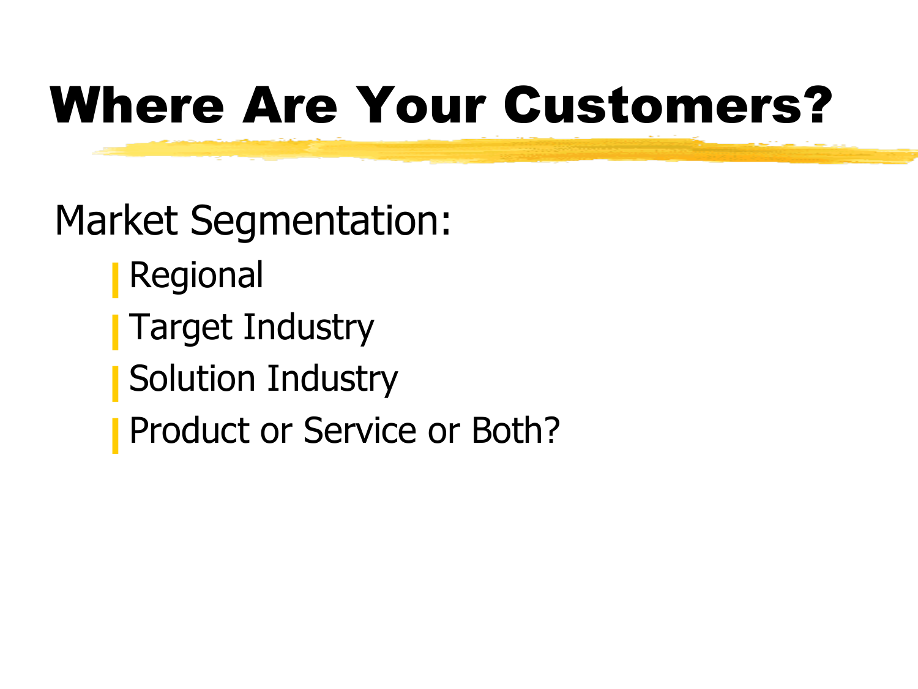# Where Are Your Customers?

Market Segmentation:

- Regional
- Target Industry
- Solution Industry
- Product or Service or Both?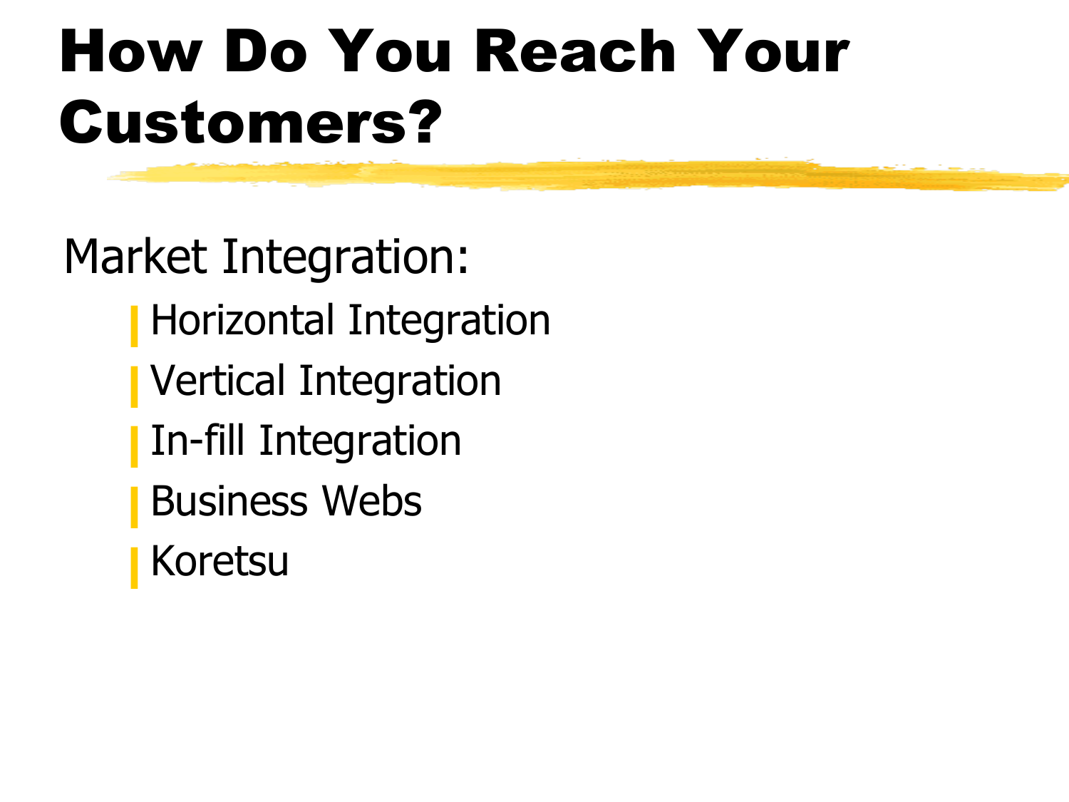# How Do You Reach Your Customers?

Market Integration:

- Horizontal Integration
- Vertical Integration
- In-fill Integration
- Business Webs
- Koretsu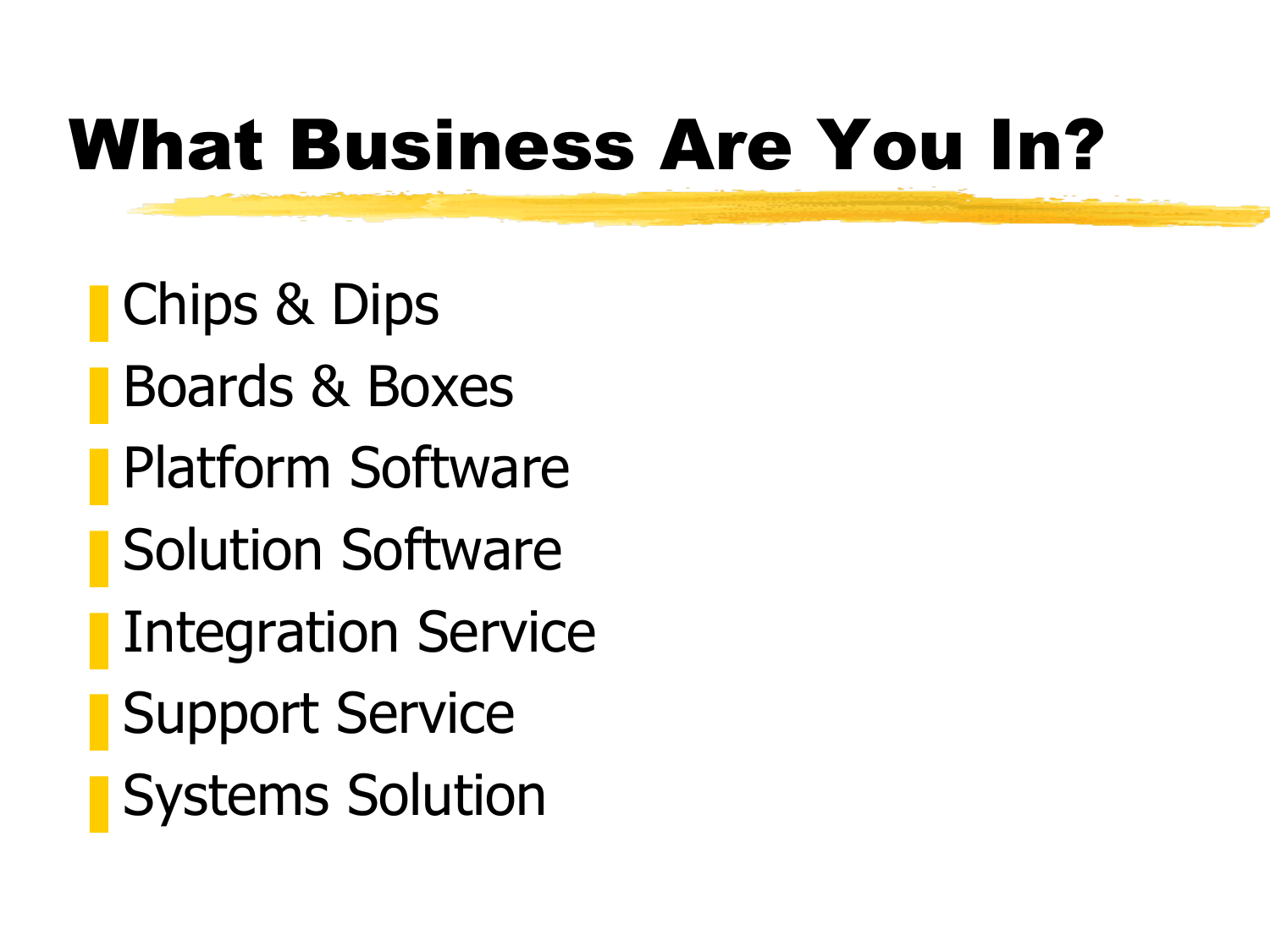# What Business Are You In?

- Chips & Dips
- Boards & Boxes
- Platform Software
- Solution Software
- Integration Service
- Support Service
- Systems Solution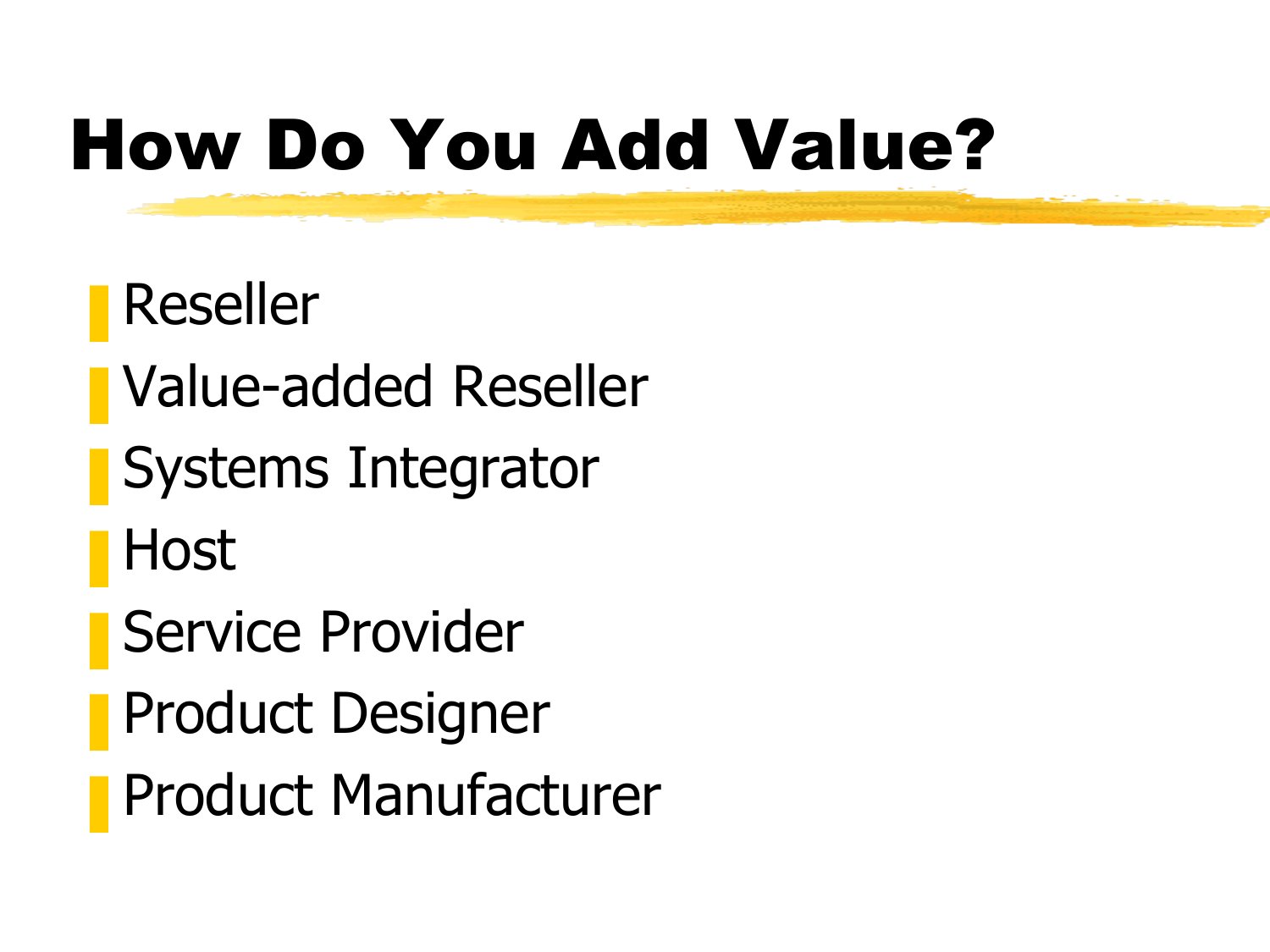# How Do You Add Value?

- Reseller
- Value-added Reseller
- Systems Integrator
- Host
- Service Provider
- Product Designer
- Product Manufacturer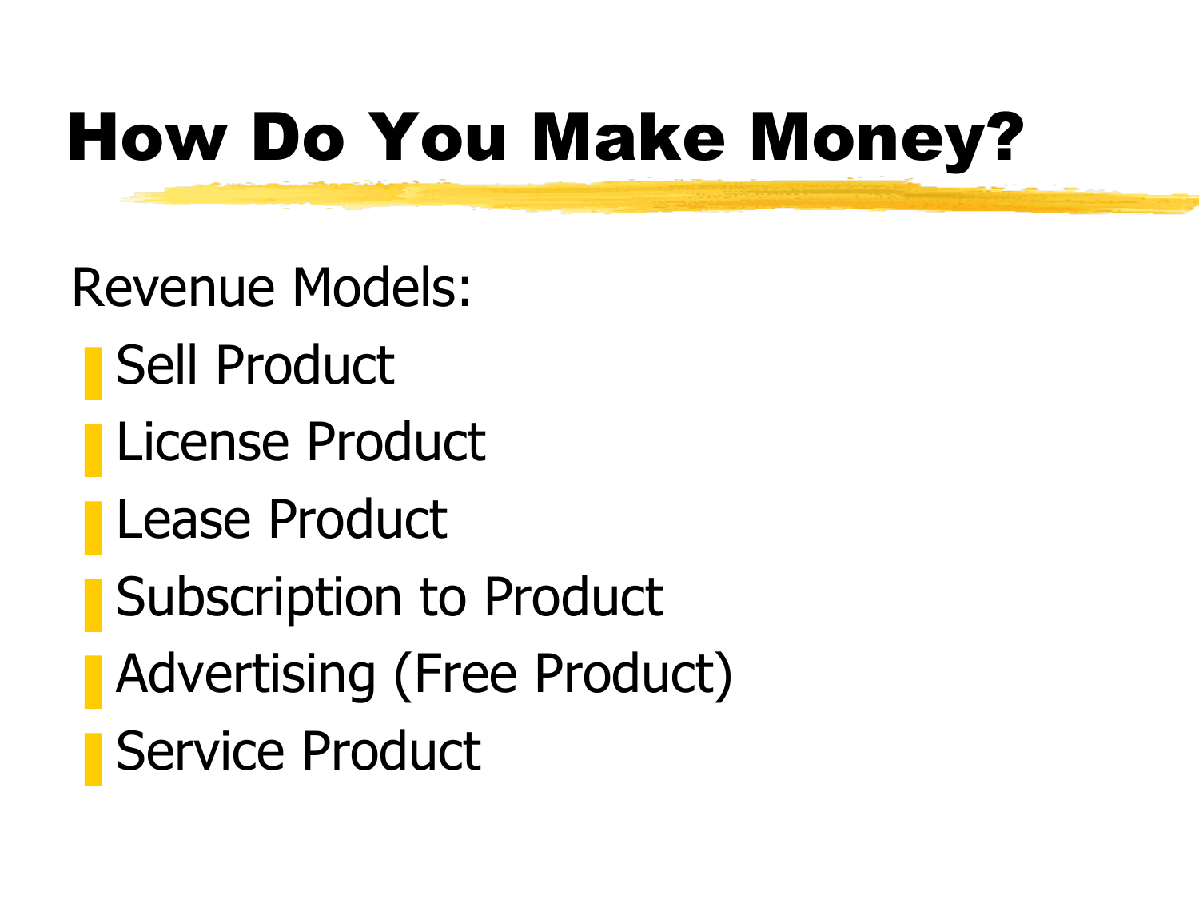# How Do You Make Money?

Revenue Models:

- Sell Product
- License Product
- Lease Product
- Subscription to Product
- Advertising (Free Product)
- Service Product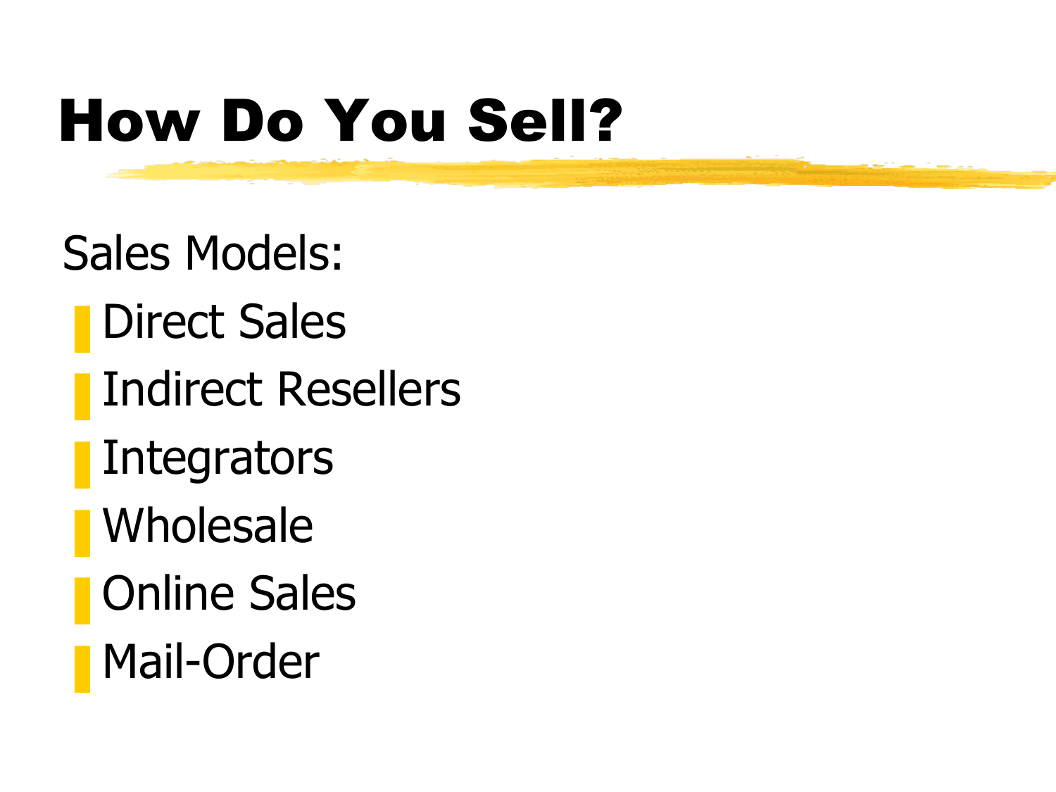# How Do You Sell?

Sales Models:

- Direct Sales
- Indirect Resellers
- Integrators
- Wholesale
- Online Sales
- Mail-Order